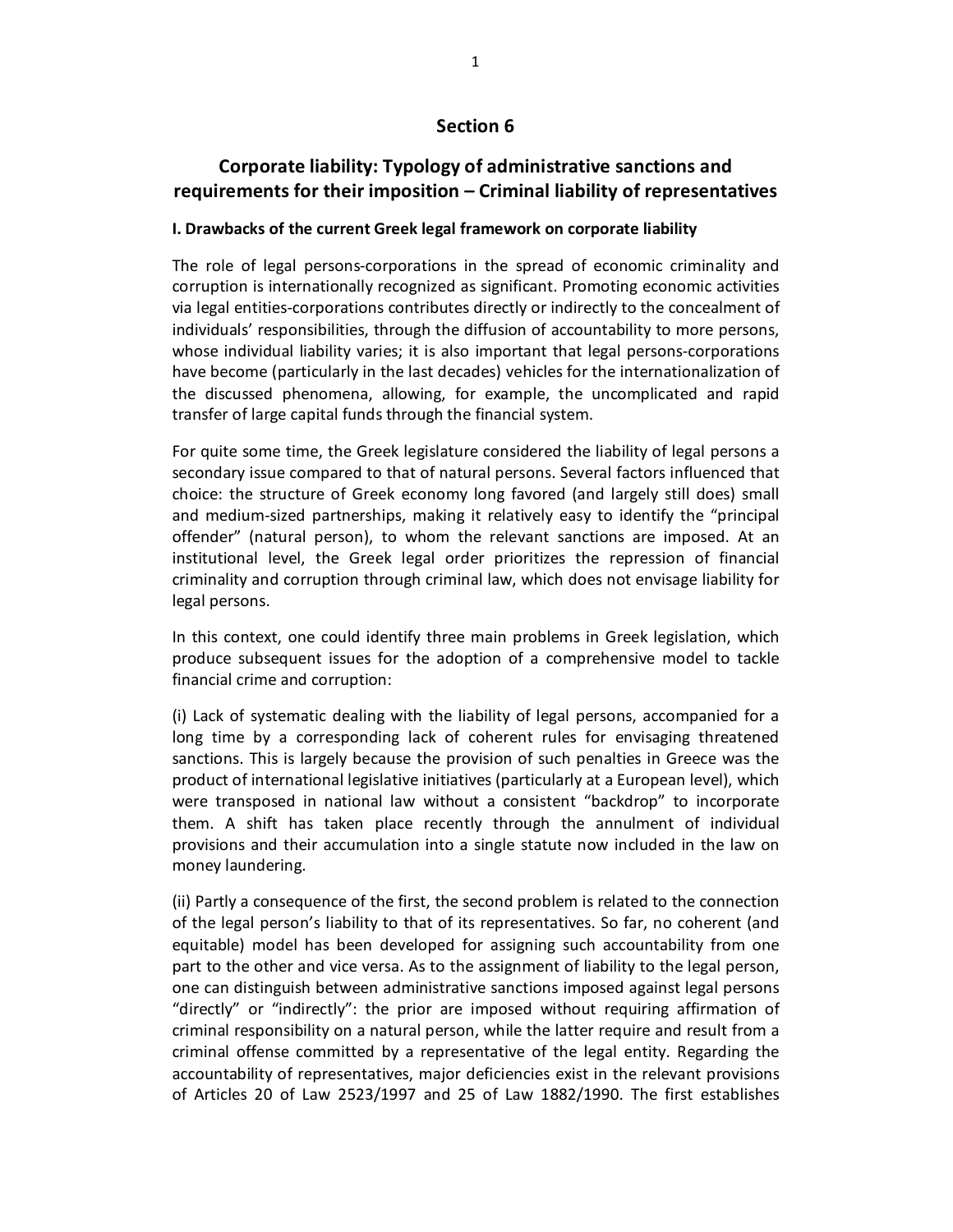# Section 6

## Corporate liability: Typology of administrative sanctions and requirements for their imposition – Criminal liability of representatives

### I. Drawbacks of the current Greek legal framework on corporate liability

The role of legal persons-corporations in the spread of economic criminality and corruption is internationally recognized as significant. Promoting economic activities via legal entities-corporations contributes directly or indirectly to the concealment of individuals' responsibilities, through the diffusion of accountability to more persons, whose individual liability varies; it is also important that legal persons-corporations have become (particularly in the last decades) vehicles for the internationalization of the discussed phenomena, allowing, for example, the uncomplicated and rapid transfer of large capital funds through the financial system.

For quite some time, the Greek legislature considered the liability of legal persons a secondary issue compared to that of natural persons. Several factors influenced that choice: the structure of Greek economy long favored (and largely still does) small and medium-sized partnerships, making it relatively easy to identify the "principal offender" (natural person), to whom the relevant sanctions are imposed. At an institutional level, the Greek legal order prioritizes the repression of financial criminality and corruption through criminal law, which does not envisage liability for legal persons.

In this context, one could identify three main problems in Greek legislation, which produce subsequent issues for the adoption of a comprehensive model to tackle financial crime and corruption:

(i) Lack of systematic dealing with the liability of legal persons, accompanied for a long time by a corresponding lack of coherent rules for envisaging threatened sanctions. This is largely because the provision of such penalties in Greece was the product of international legislative initiatives (particularly at a European level), which were transposed in national law without a consistent "backdrop" to incorporate them. A shift has taken place recently through the annulment of individual provisions and their accumulation into a single statute now included in the law on money laundering.

(ii) Partly a consequence of the first, the second problem is related to the connection of the legal person's liability to that of its representatives. So far, no coherent (and equitable) model has been developed for assigning such accountability from one part to the other and vice versa. As to the assignment of liability to the legal person, one can distinguish between administrative sanctions imposed against legal persons "directly" or "indirectly": the prior are imposed without requiring affirmation of criminal responsibility on a natural person, while the latter require and result from a criminal offense committed by a representative of the legal entity. Regarding the accountability of representatives, major deficiencies exist in the relevant provisions of Articles 20 of Law 2523/1997 and 25 of Law 1882/1990. The first establishes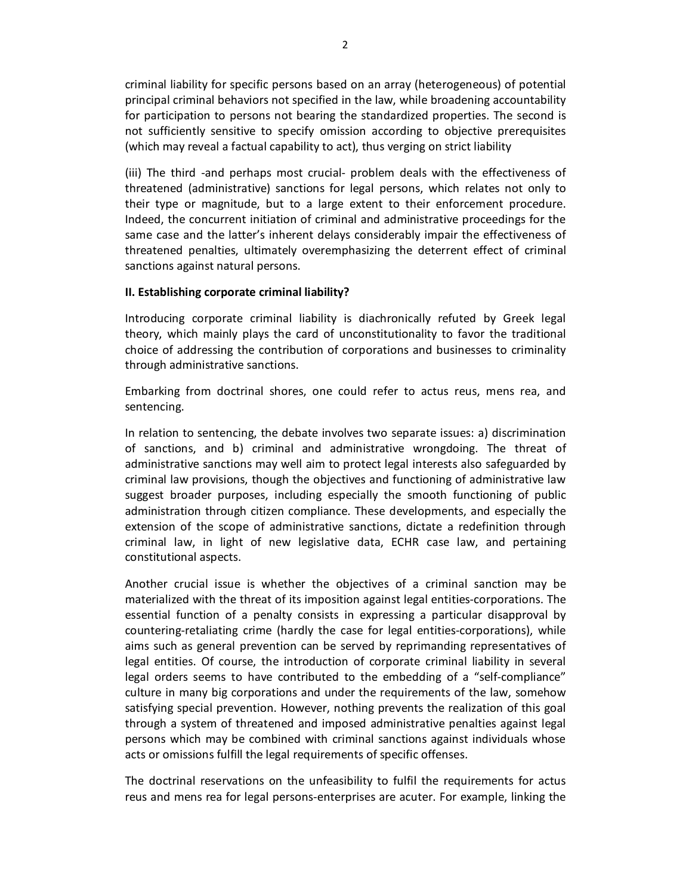criminal liability for specific persons based on an array (heterogeneous) of potential principal criminal behaviors not specified in the law, while broadening accountability for participation to persons not bearing the standardized properties. The second is not sufficiently sensitive to specify omission according to objective prerequisites (which may reveal a factual capability to act), thus verging on strict liability

(iii) The third -and perhaps most crucial- problem deals with the effectiveness of threatened (administrative) sanctions for legal persons, which relates not only to their type or magnitude, but to a large extent to their enforcement procedure. Indeed, the concurrent initiation of criminal and administrative proceedings for the same case and the latter's inherent delays considerably impair the effectiveness of threatened penalties, ultimately overemphasizing the deterrent effect of criminal sanctions against natural persons.

## II. Establishing corporate criminal liability?

Introducing corporate criminal liability is diachronically refuted by Greek legal theory, which mainly plays the card of unconstitutionality to favor the traditional choice of addressing the contribution of corporations and businesses to criminality through administrative sanctions.

Embarking from doctrinal shores, one could refer to actus reus, mens rea, and sentencing.

In relation to sentencing, the debate involves two separate issues: a) discrimination of sanctions, and b) criminal and administrative wrongdoing. The threat of administrative sanctions may well aim to protect legal interests also safeguarded by criminal law provisions, though the objectives and functioning of administrative law suggest broader purposes, including especially the smooth functioning of public administration through citizen compliance. These developments, and especially the extension of the scope of administrative sanctions, dictate a redefinition through criminal law, in light of new legislative data, ECHR case law, and pertaining constitutional aspects.

Another crucial issue is whether the objectives of a criminal sanction may be materialized with the threat of its imposition against legal entities-corporations. The essential function of a penalty consists in expressing a particular disapproval by countering-retaliating crime (hardly the case for legal entities-corporations), while aims such as general prevention can be served by reprimanding representatives of legal entities. Of course, the introduction of corporate criminal liability in several legal orders seems to have contributed to the embedding of a "self-compliance" culture in many big corporations and under the requirements of the law, somehow satisfying special prevention. However, nothing prevents the realization of this goal through a system of threatened and imposed administrative penalties against legal persons which may be combined with criminal sanctions against individuals whose acts or omissions fulfill the legal requirements of specific offenses.

The doctrinal reservations on the unfeasibility to fulfil the requirements for actus reus and mens rea for legal persons-enterprises are acuter. For example, linking the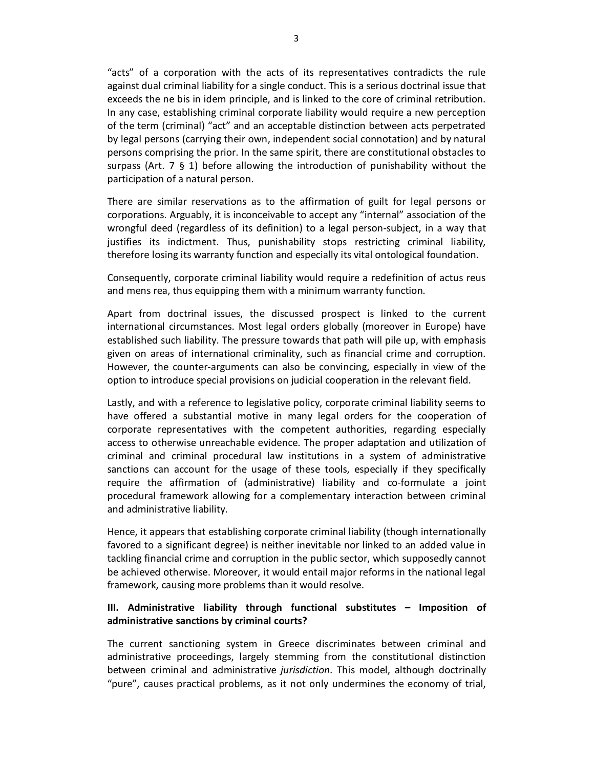"acts" of a corporation with the acts of its representatives contradicts the rule against dual criminal liability for a single conduct. This is a serious doctrinal issue that exceeds the ne bis in idem principle, and is linked to the core of criminal retribution. In any case, establishing criminal corporate liability would require a new perception of the term (criminal) "act" and an acceptable distinction between acts perpetrated by legal persons (carrying their own, independent social connotation) and by natural persons comprising the prior. In the same spirit, there are constitutional obstacles to surpass (Art. 7 § 1) before allowing the introduction of punishability without the participation of a natural person.

There are similar reservations as to the affirmation of guilt for legal persons or corporations. Arguably, it is inconceivable to accept any "internal" association of the wrongful deed (regardless of its definition) to a legal person-subject, in a way that justifies its indictment. Thus, punishability stops restricting criminal liability, therefore losing its warranty function and especially its vital ontological foundation.

Consequently, corporate criminal liability would require a redefinition of actus reus and mens rea, thus equipping them with a minimum warranty function.

Apart from doctrinal issues, the discussed prospect is linked to the current international circumstances. Most legal orders globally (moreover in Europe) have established such liability. The pressure towards that path will pile up, with emphasis given on areas of international criminality, such as financial crime and corruption. However, the counter-arguments can also be convincing, especially in view of the option to introduce special provisions on judicial cooperation in the relevant field.

Lastly, and with a reference to legislative policy, corporate criminal liability seems to have offered a substantial motive in many legal orders for the cooperation of corporate representatives with the competent authorities, regarding especially access to otherwise unreachable evidence. The proper adaptation and utilization of criminal and criminal procedural law institutions in a system of administrative sanctions can account for the usage of these tools, especially if they specifically require the affirmation of (administrative) liability and co-formulate a joint procedural framework allowing for a complementary interaction between criminal and administrative liability.

Hence, it appears that establishing corporate criminal liability (though internationally favored to a significant degree) is neither inevitable nor linked to an added value in tackling financial crime and corruption in the public sector, which supposedly cannot be achieved otherwise. Moreover, it would entail major reforms in the national legal framework, causing more problems than it would resolve.

### III. Administrative liability through functional substitutes – Imposition of administrative sanctions by criminal courts?

The current sanctioning system in Greece discriminates between criminal and administrative proceedings, largely stemming from the constitutional distinction between criminal and administrative *jurisdiction*. This model, although doctrinally "pure", causes practical problems, as it not only undermines the economy of trial,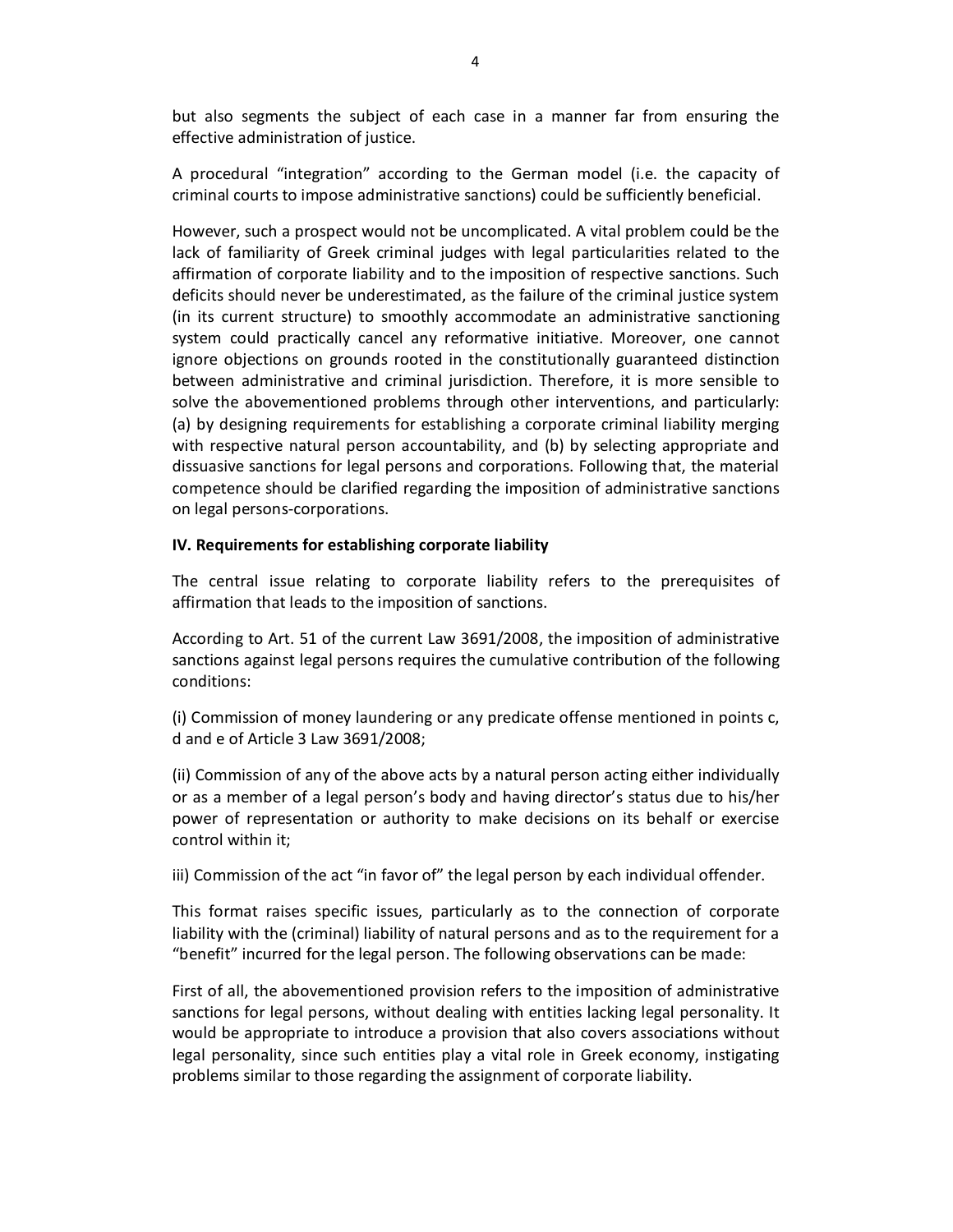but also segments the subject of each case in a manner far from ensuring the effective administration of justice.

A procedural "integration" according to the German model (i.e. the capacity of criminal courts to impose administrative sanctions) could be sufficiently beneficial.

However, such a prospect would not be uncomplicated. A vital problem could be the lack of familiarity of Greek criminal judges with legal particularities related to the affirmation of corporate liability and to the imposition of respective sanctions. Such deficits should never be underestimated, as the failure of the criminal justice system (in its current structure) to smoothly accommodate an administrative sanctioning system could practically cancel any reformative initiative. Moreover, one cannot ignore objections on grounds rooted in the constitutionally guaranteed distinction between administrative and criminal jurisdiction. Therefore, it is more sensible to solve the abovementioned problems through other interventions, and particularly: (a) by designing requirements for establishing a corporate criminal liability merging with respective natural person accountability, and (b) by selecting appropriate and dissuasive sanctions for legal persons and corporations. Following that, the material competence should be clarified regarding the imposition of administrative sanctions on legal persons-corporations.

**IV. Requirements for establishing corporate liability**

The central issue relating to corporate liability refers to the prerequisites of affirmation that leads to the imposition of sanctions.

According to Art. 51 of the current Law 3691/2008, the imposition of administrative sanctions against legal persons requires the cumulative contribution of the following conditions:

(i) Commission of money laundering or any predicate offense mentioned in points c, d and e of Article 3 Law 3691/2008;

(ii) Commission of any of the above acts by a natural person acting either individually or as a member of a legal person's body and having director's status due to his/her power of representation or authority to make decisions on its behalf or exercise control within it;

iii) Commission of the act "in favor of" the legal person by each individual offender.

This format raises specific issues, particularly as to the connection of corporate liability with the (criminal) liability of natural persons and as to the requirement for a "benefit" incurred for the legal person. The following observations can be made:

First of all, the abovementioned provision refers to the imposition of administrative sanctions for legal persons, without dealing with entities lacking legal personality. It would be appropriate to introduce a provision that also covers associations without legal personality, since such entities play a vital role in Greek economy, instigating problems similar to those regarding the assignment of corporate liability.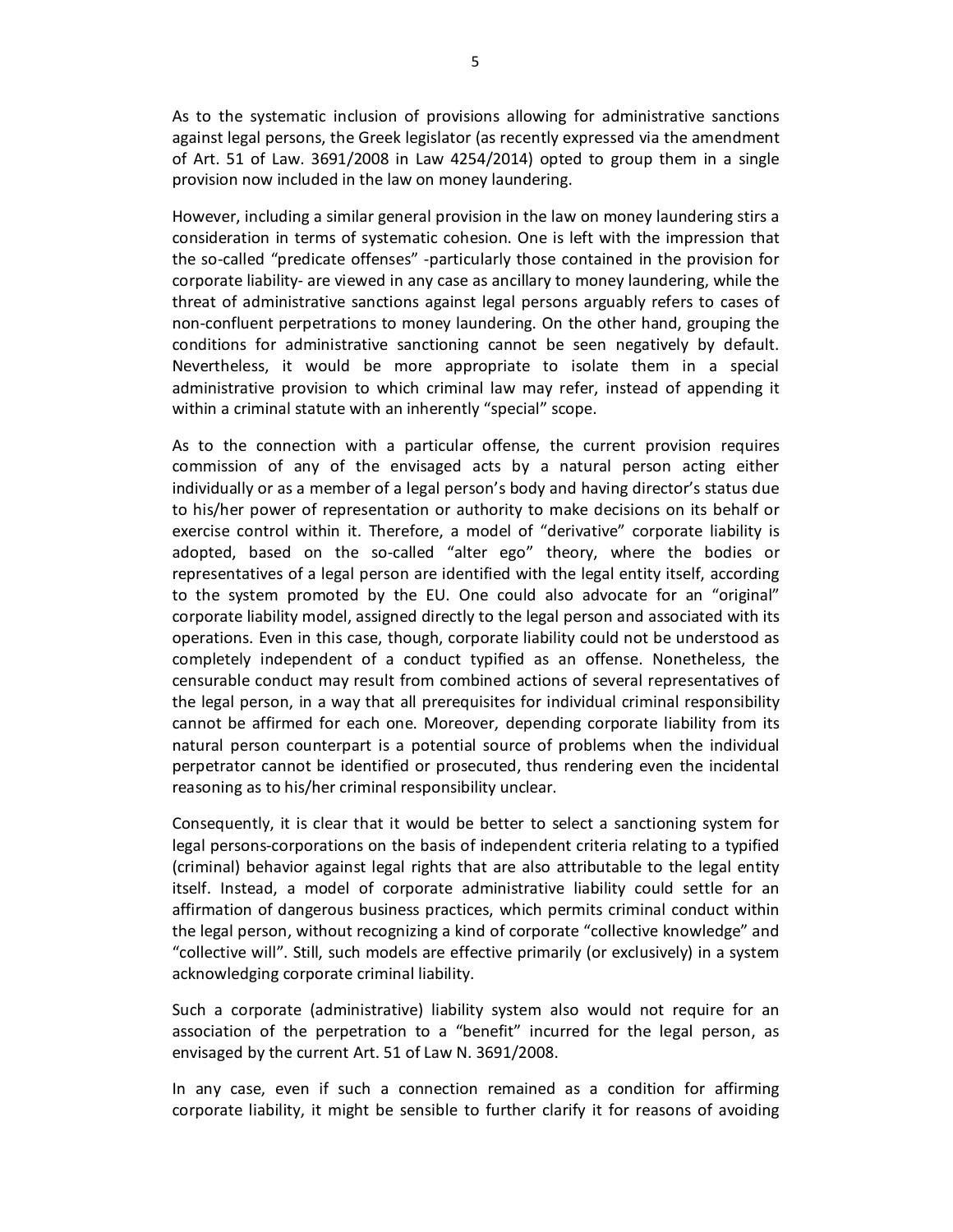As to the systematic inclusion of provisions allowing for administrative sanctions against legal persons, the Greek legislator (as recently expressed via the amendment of Art. 51 of Law. 3691/2008 in Law 4254/2014) opted to group them in a single provision now included in the law on money laundering.

However, including a similar general provision in the law on money laundering stirs a consideration in terms of systematic cohesion. One is left with the impression that the so-called "predicate offenses" -particularly those contained in the provision for corporate liability- are viewed in any case as ancillary to money laundering, while the threat of administrative sanctions against legal persons arguably refers to cases of non-confluent perpetrations to money laundering. On the other hand, grouping the conditions for administrative sanctioning cannot be seen negatively by default. Nevertheless, it would be more appropriate to isolate them in a special administrative provision to which criminal law may refer, instead of appending it within a criminal statute with an inherently "special" scope.

As to the connection with a particular offense, the current provision requires commission of any of the envisaged acts by a natural person acting either individually or as a member of a legal person's body and having director's status due to his/her power of representation or authority to make decisions on its behalf or exercise control within it. Therefore, a model of "derivative" corporate liability is adopted, based on the so-called "alter ego" theory, where the bodies or representatives of a legal person are identified with the legal entity itself, according to the system promoted by the EU. One could also advocate for an "original" corporate liability model, assigned directly to the legal person and associated with its operations. Even in this case, though, corporate liability could not be understood as completely independent of a conduct typified as an offense. Nonetheless, the censurable conduct may result from combined actions of several representatives of the legal person, in a way that all prerequisites for individual criminal responsibility cannot be affirmed for each one. Moreover, depending corporate liability from its natural person counterpart is a potential source of problems when the individual perpetrator cannot be identified or prosecuted, thus rendering even the incidental reasoning as to his/her criminal responsibility unclear.

Consequently, it is clear that it would be better to select a sanctioning system for legal persons-corporations on the basis of independent criteria relating to a typified (criminal) behavior against legal rights that are also attributable to the legal entity itself. Instead, a model of corporate administrative liability could settle for an affirmation of dangerous business practices, which permits criminal conduct within the legal person, without recognizing a kind of corporate "collective knowledge" and "collective will". Still, such models are effective primarily (or exclusively) in a system acknowledging corporate criminal liability.

Such a corporate (administrative) liability system also would not require for an association of the perpetration to a "benefit" incurred for the legal person, as envisaged by the current Art. 51 of Law N. 3691/2008.

In any case, even if such a connection remained as a condition for affirming corporate liability, it might be sensible to further clarify it for reasons of avoiding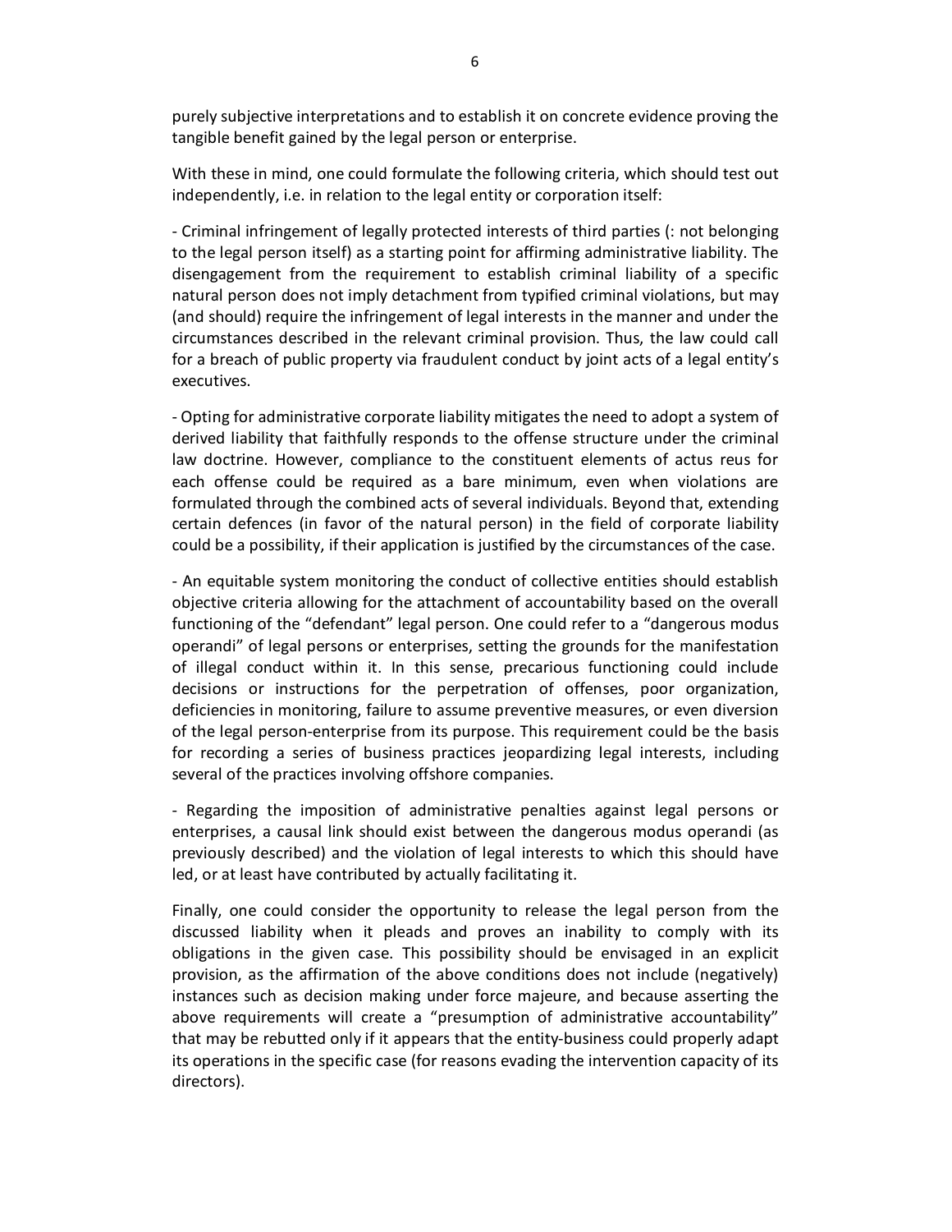purely subjective interpretations and to establish it on concrete evidence proving the tangible benefit gained by the legal person or enterprise.

With these in mind, one could formulate the following criteria, which should test out independently, i.e. in relation to the legal entity or corporation itself:

- Criminal infringement of legally protected interests of third parties (: not belonging to the legal person itself) as a starting point for affirming administrative liability. The disengagement from the requirement to establish criminal liability of a specific natural person does not imply detachment from typified criminal violations, but may (and should) require the infringement of legal interests in the manner and under the circumstances described in the relevant criminal provision. Thus, the law could call for a breach of public property via fraudulent conduct by joint acts of a legal entity's executives.

- Opting for administrative corporate liability mitigates the need to adopt a system of derived liability that faithfully responds to the offense structure under the criminal law doctrine. However, compliance to the constituent elements of actus reus for each offense could be required as a bare minimum, even when violations are formulated through the combined acts of several individuals. Beyond that, extending certain defences (in favor of the natural person) in the field of corporate liability could be a possibility, if their application is justified by the circumstances of the case.

- An equitable system monitoring the conduct of collective entities should establish objective criteria allowing for the attachment of accountability based on the overall functioning of the "defendant" legal person. One could refer to a "dangerous modus operandi" of legal persons or enterprises, setting the grounds for the manifestation of illegal conduct within it. In this sense, precarious functioning could include decisions or instructions for the perpetration of offenses, poor organization, deficiencies in monitoring, failure to assume preventive measures, or even diversion of the legal person-enterprise from its purpose. This requirement could be the basis for recording a series of business practices jeopardizing legal interests, including several of the practices involving offshore companies.

- Regarding the imposition of administrative penalties against legal persons or enterprises, a causal link should exist between the dangerous modus operandi (as previously described) and the violation of legal interests to which this should have led, or at least have contributed by actually facilitating it.

Finally, one could consider the opportunity to release the legal person from the discussed liability when it pleads and proves an inability to comply with its obligations in the given case. This possibility should be envisaged in an explicit provision, as the affirmation of the above conditions does not include (negatively) instances such as decision making under force majeure, and because asserting the above requirements will create a "presumption of administrative accountability" that may be rebutted only if it appears that the entity-business could properly adapt its operations in the specific case (for reasons evading the intervention capacity of its directors).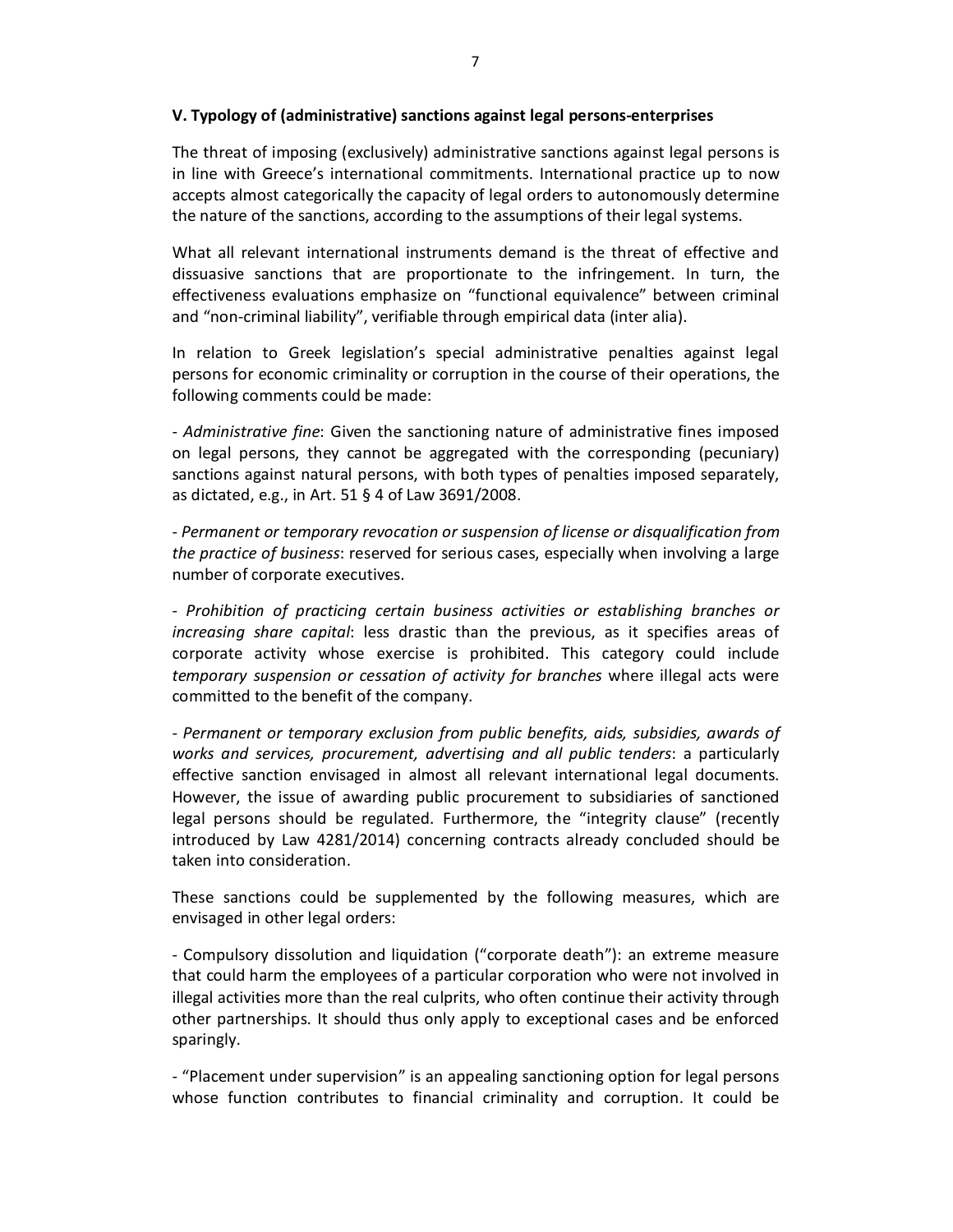## V. Typology of (administrative) sanctions against legal persons-enterprises

The threat of imposing (exclusively) administrative sanctions against legal persons is in line with Greece's international commitments. International practice up to now accepts almost categorically the capacity of legal orders to autonomously determine the nature of the sanctions, according to the assumptions of their legal systems.

What all relevant international instruments demand is the threat of effective and dissuasive sanctions that are proportionate to the infringement. In turn, the effectiveness evaluations emphasize on "functional equivalence" between criminal and "non-criminal liability", verifiable through empirical data (inter alia).

In relation to Greek legislation's special administrative penalties against legal persons for economic criminality or corruption in the course of their operations, the following comments could be made:

- *Administrative fine*: Given the sanctioning nature of administrative fines imposed on legal persons, they cannot be aggregated with the corresponding (pecuniary) sanctions against natural persons, with both types of penalties imposed separately, as dictated, e.g., in Art. 51 § 4 of Law 3691/2008.

- *Permanent or temporary revocation or suspension of license or disqualification from the practice of business*: reserved for serious cases, especially when involving a large number of corporate executives.

- *Prohibition of practicing certain business activities or establishing branches or increasing share capital*: less drastic than the previous, as it specifies areas of corporate activity whose exercise is prohibited. This category could include *temporary suspension or cessation of activity for branches* where illegal acts were committed to the benefit of the company.

- *Permanent or temporary exclusion from public benefits, aids, subsidies, awards of works and services, procurement, advertising and all public tenders*: a particularly effective sanction envisaged in almost all relevant international legal documents. However, the issue of awarding public procurement to subsidiaries of sanctioned legal persons should be regulated. Furthermore, the "integrity clause" (recently introduced by Law 4281/2014) concerning contracts already concluded should be taken into consideration.

These sanctions could be supplemented by the following measures, which are envisaged in other legal orders:

- Compulsory dissolution and liquidation ("corporate death"): an extreme measure that could harm the employees of a particular corporation who were not involved in illegal activities more than the real culprits, who often continue their activity through other partnerships. It should thus only apply to exceptional cases and be enforced sparingly.

- "Placement under supervision" is an appealing sanctioning option for legal persons whose function contributes to financial criminality and corruption. It could be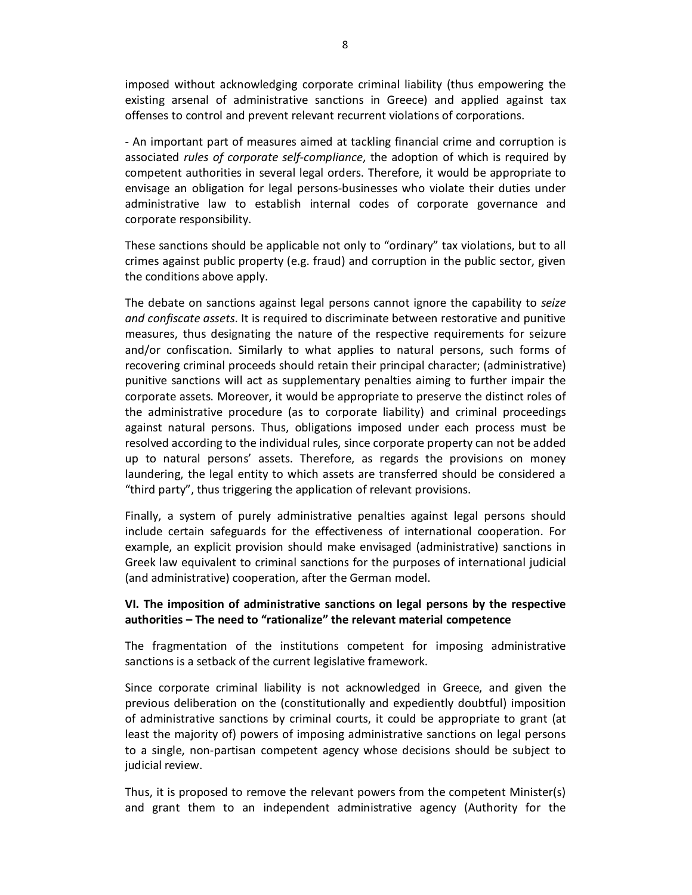imposed without acknowledging corporate criminal liability (thus empowering the existing arsenal of administrative sanctions in Greece) and applied against tax offenses to control and prevent relevant recurrent violations of corporations.

- An important part of measures aimed at tackling financial crime and corruption is associated *rules of corporate self-compliance*, the adoption of which is required by competent authorities in several legal orders. Therefore, it would be appropriate to envisage an obligation for legal persons-businesses who violate their duties under administrative law to establish internal codes of corporate governance and corporate responsibility.

These sanctions should be applicable not only to “ordinary” tax violations, but to all crimes against public property (e.g. fraud) and corruption in the public sector, given the conditions above apply.

The debate on sanctions against legal persons cannot ignore the capability to *seize and confiscate assets*. It is required to discriminate between restorative and punitive measures, thus designating the nature of the respective requirements for seizure and/or confiscation. Similarly to what applies to natural persons, such forms of recovering criminal proceeds should retain their principal character; (administrative) punitive sanctions will act as supplementary penalties aiming to further impair the corporate assets. Moreover, it would be appropriate to preserve the distinct roles of the administrative procedure (as to corporate liability) and criminal proceedings against natural persons. Thus, obligations imposed under each process must be resolved according to the individual rules, since corporate property can not be added up to natural persons’ assets. Therefore, as regards the provisions on money laundering, the legal entity to which assets are transferred should be considered a “third party”, thus triggering the application of relevant provisions.

Finally, a system of purely administrative penalties against legal persons should include certain safeguards for the effectiveness of international cooperation. For example, an explicit provision should make envisaged (administrative) sanctions in Greek law equivalent to criminal sanctions for the purposes of international judicial (and administrative) cooperation, after the German model.

## VI. The imposition of administrative sanctions on legal persons by the respective authorities – The need to “rationalize” the relevant material competence

The fragmentation of the institutions competent for imposing administrative sanctions is a setback of the current legislative framework.

Since corporate criminal liability is not acknowledged in Greece, and given the previous deliberation on the (constitutionally and expediently doubtful) imposition of administrative sanctions by criminal courts, it could be appropriate to grant (at least the majority of) powers of imposing administrative sanctions on legal persons to a single, non-partisan competent agency whose decisions should be subject to judicial review.

Thus, it is proposed to remove the relevant powers from the competent Minister(s) and grant them to an independent administrative agency (Authority for the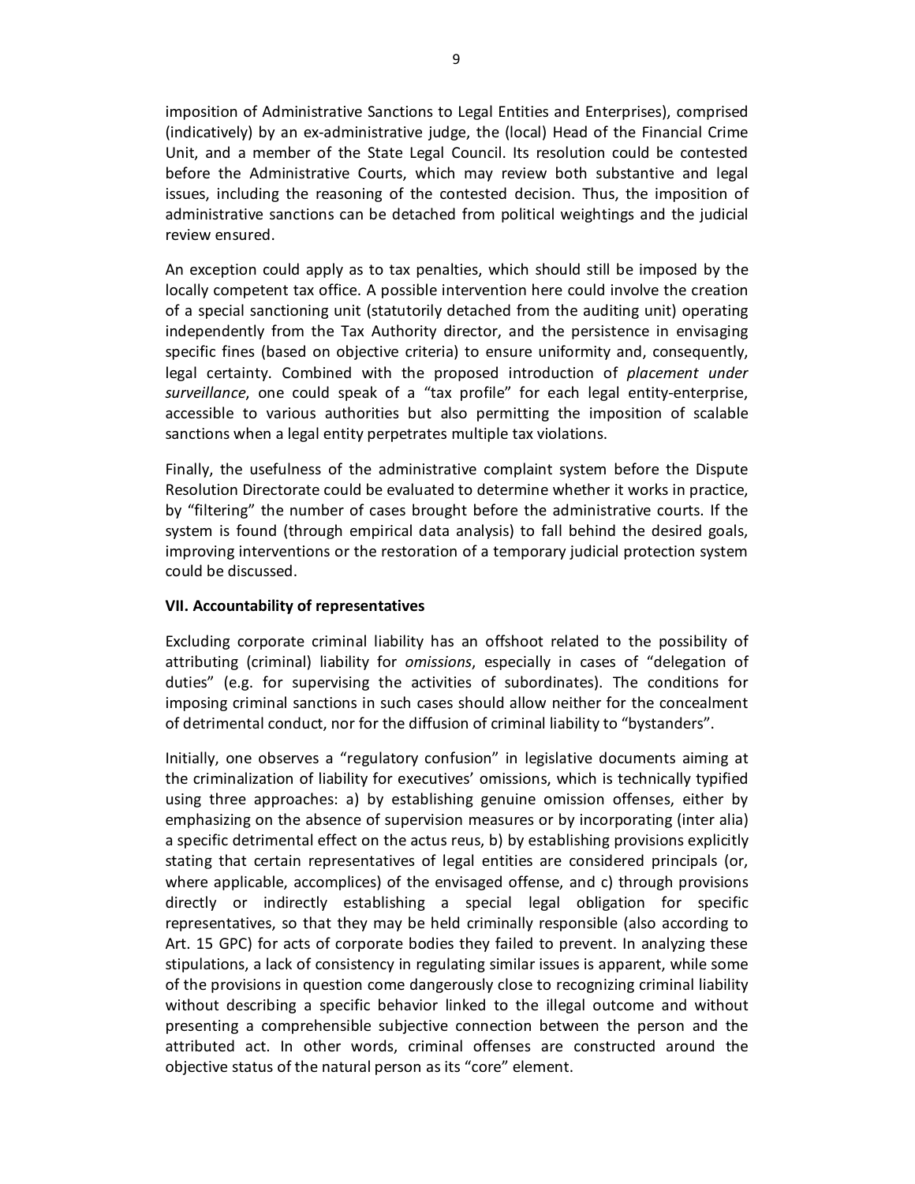imposition of Administrative Sanctions to Legal Entities and Enterprises), comprised (indicatively) by an ex-administrative judge, the (local) Head of the Financial Crime Unit, and a member of the State Legal Council. Its resolution could be contested before the Administrative Courts, which may review both substantive and legal issues, including the reasoning of the contested decision. Thus, the imposition of administrative sanctions can be detached from political weightings and the judicial review ensured.

An exception could apply as to tax penalties, which should still be imposed by the locally competent tax office. A possible intervention here could involve the creation of a special sanctioning unit (statutorily detached from the auditing unit) operating independently from the Tax Authority director, and the persistence in envisaging specific fines (based on objective criteria) to ensure uniformity and, consequently, legal certainty. Combined with the proposed introduction of *placement under surveillance*, one could speak of a "tax profile" for each legal entity-enterprise, accessible to various authorities but also permitting the imposition of scalable sanctions when a legal entity perpetrates multiple tax violations.

Finally, the usefulness of the administrative complaint system before the Dispute Resolution Directorate could be evaluated to determine whether it works in practice, by "filtering" the number of cases brought before the administrative courts. If the system is found (through empirical data analysis) to fall behind the desired goals, improving interventions or the restoration of a temporary judicial protection system could be discussed.

## VII. Accountability of representatives

Excluding corporate criminal liability has an offshoot related to the possibility of attributing (criminal) liability for *omissions*, especially in cases of "delegation of duties" (e.g. for supervising the activities of subordinates). The conditions for imposing criminal sanctions in such cases should allow neither for the concealment of detrimental conduct, nor for the diffusion of criminal liability to "bystanders".

Initially, one observes a "regulatory confusion" in legislative documents aiming at the criminalization of liability for executives' omissions, which is technically typified using three approaches: a) by establishing genuine omission offenses, either by emphasizing on the absence of supervision measures or by incorporating (inter alia) a specific detrimental effect on the actus reus, b) by establishing provisions explicitly stating that certain representatives of legal entities are considered principals (or, where applicable, accomplices) of the envisaged offense, and c) through provisions directly or indirectly establishing a special legal obligation for specific representatives, so that they may be held criminally responsible (also according to Art. 15 GPC) for acts of corporate bodies they failed to prevent. In analyzing these stipulations, a lack of consistency in regulating similar issues is apparent, while some of the provisions in question come dangerously close to recognizing criminal liability without describing a specific behavior linked to the illegal outcome and without presenting a comprehensible subjective connection between the person and the attributed act. In other words, criminal offenses are constructed around the objective status of the natural person as its "core" element.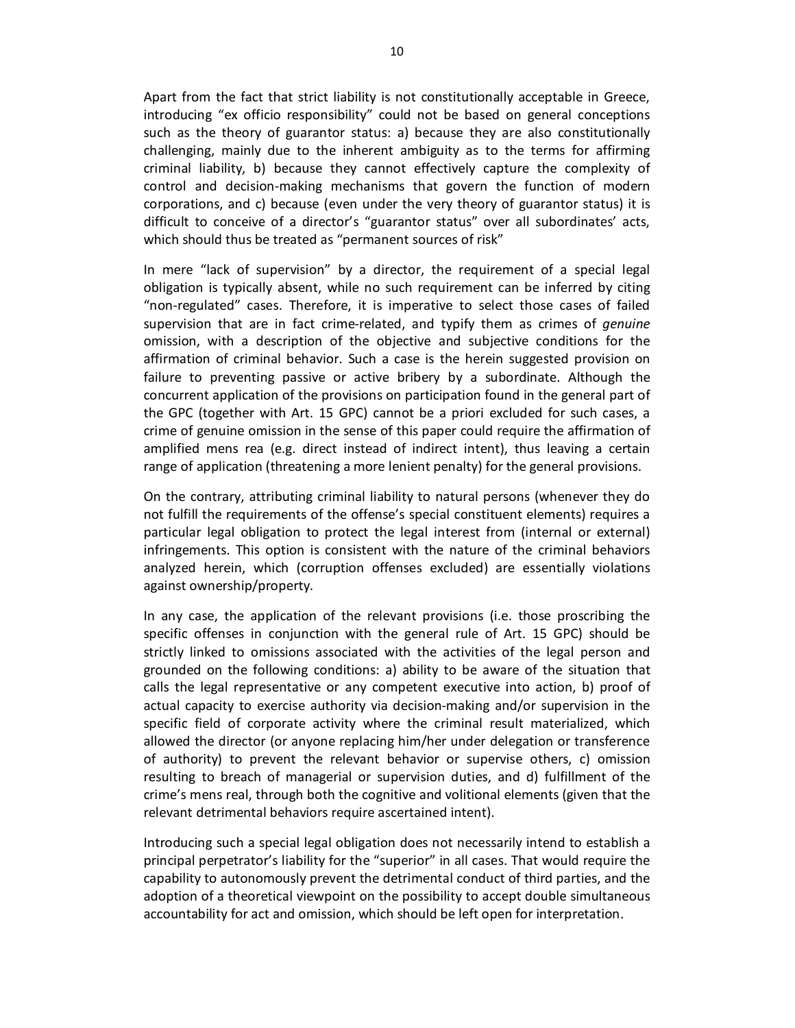Apart from the fact that strict liability is not constitutionally acceptable in Greece, introducing "ex officio responsibility" could not be based on general conceptions such as the theory of guarantor status: a) because they are also constitutionally challenging, mainly due to the inherent ambiguity as to the terms for affirming criminal liability, b) because they cannot effectively capture the complexity of control and decision-making mechanisms that govern the function of modern corporations, and c) because (even under the very theory of guarantor status) it is difficult to conceive of a director's "guarantor status" over all subordinates' acts, which should thus be treated as "permanent sources of risk"

In mere "lack of supervision" by a director, the requirement of a special legal obligation is typically absent, while no such requirement can be inferred by citing "non-regulated" cases. Therefore, it is imperative to select those cases of failed supervision that are in fact crime-related, and typify them as crimes of *genuine* omission, with a description of the objective and subjective conditions for the affirmation of criminal behavior. Such a case is the herein suggested provision on failure to preventing passive or active bribery by a subordinate. Although the concurrent application of the provisions on participation found in the general part of the GPC (together with Art. 15 GPC) cannot be a priori excluded for such cases, a crime of genuine omission in the sense of this paper could require the affirmation of amplified mens rea (e.g. direct instead of indirect intent), thus leaving a certain range of application (threatening a more lenient penalty) for the general provisions.

On the contrary, attributing criminal liability to natural persons (whenever they do not fulfill the requirements of the offense's special constituent elements) requires a particular legal obligation to protect the legal interest from (internal or external) infringements. This option is consistent with the nature of the criminal behaviors analyzed herein, which (corruption offenses excluded) are essentially violations against ownership/property.

In any case, the application of the relevant provisions (i.e. those proscribing the specific offenses in conjunction with the general rule of Art. 15 GPC) should be strictly linked to omissions associated with the activities of the legal person and grounded on the following conditions: a) ability to be aware of the situation that calls the legal representative or any competent executive into action, b) proof of actual capacity to exercise authority via decision-making and/or supervision in the specific field of corporate activity where the criminal result materialized, which allowed the director (or anyone replacing him/her under delegation or transference of authority) to prevent the relevant behavior or supervise others, c) omission resulting to breach of managerial or supervision duties, and d) fulfillment of the crime's mens real, through both the cognitive and volitional elements (given that the relevant detrimental behaviors require ascertained intent).

Introducing such a special legal obligation does not necessarily intend to establish a principal perpetrator's liability for the "superior" in all cases. That would require the capability to autonomously prevent the detrimental conduct of third parties, and the adoption of a theoretical viewpoint on the possibility to accept double simultaneous accountability for act and omission, which should be left open for interpretation.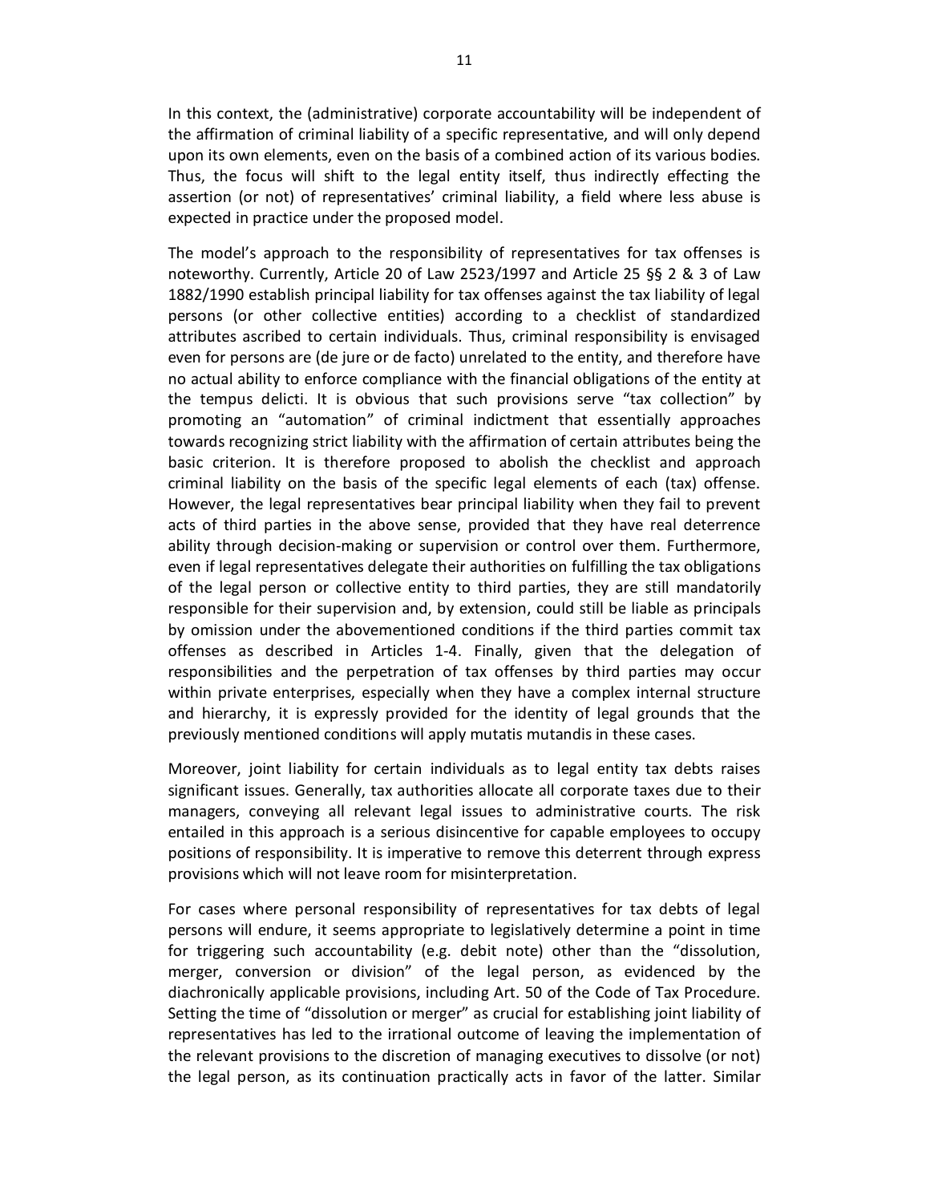In this context, the (administrative) corporate accountability will be independent of the affirmation of criminal liability of a specific representative, and will only depend upon its own elements, even on the basis of a combined action of its various bodies. Thus, the focus will shift to the legal entity itself, thus indirectly effecting the assertion (or not) of representatives' criminal liability, a field where less abuse is expected in practice under the proposed model.

The model's approach to the responsibility of representatives for tax offenses is noteworthy. Currently, Article 20 of Law 2523/1997 and Article 25 §§ 2 & 3 of Law 1882/1990 establish principal liability for tax offenses against the tax liability of legal persons (or other collective entities) according to a checklist of standardized attributes ascribed to certain individuals. Thus, criminal responsibility is envisaged even for persons are (de jure or de facto) unrelated to the entity, and therefore have no actual ability to enforce compliance with the financial obligations of the entity at the tempus delicti. It is obvious that such provisions serve "tax collection" by promoting an "automation" of criminal indictment that essentially approaches towards recognizing strict liability with the affirmation of certain attributes being the basic criterion. It is therefore proposed to abolish the checklist and approach criminal liability on the basis of the specific legal elements of each (tax) offense. However, the legal representatives bear principal liability when they fail to prevent acts of third parties in the above sense, provided that they have real deterrence ability through decision-making or supervision or control over them. Furthermore, even if legal representatives delegate their authorities on fulfilling the tax obligations of the legal person or collective entity to third parties, they are still mandatorily responsible for their supervision and, by extension, could still be liable as principals by omission under the abovementioned conditions if the third parties commit tax offenses as described in Articles 1-4. Finally, given that the delegation of responsibilities and the perpetration of tax offenses by third parties may occur within private enterprises, especially when they have a complex internal structure and hierarchy, it is expressly provided for the identity of legal grounds that the previously mentioned conditions will apply mutatis mutandis in these cases.

Moreover, joint liability for certain individuals as to legal entity tax debts raises significant issues. Generally, tax authorities allocate all corporate taxes due to their managers, conveying all relevant legal issues to administrative courts. The risk entailed in this approach is a serious disincentive for capable employees to occupy positions of responsibility. It is imperative to remove this deterrent through express provisions which will not leave room for misinterpretation.

For cases where personal responsibility of representatives for tax debts of legal persons will endure, it seems appropriate to legislatively determine a point in time for triggering such accountability (e.g. debit note) other than the "dissolution, merger, conversion or division" of the legal person, as evidenced by the diachronically applicable provisions, including Art. 50 of the Code of Tax Procedure. Setting the time of "dissolution or merger" as crucial for establishing joint liability of representatives has led to the irrational outcome of leaving the implementation of the relevant provisions to the discretion of managing executives to dissolve (or not) the legal person, as its continuation practically acts in favor of the latter. Similar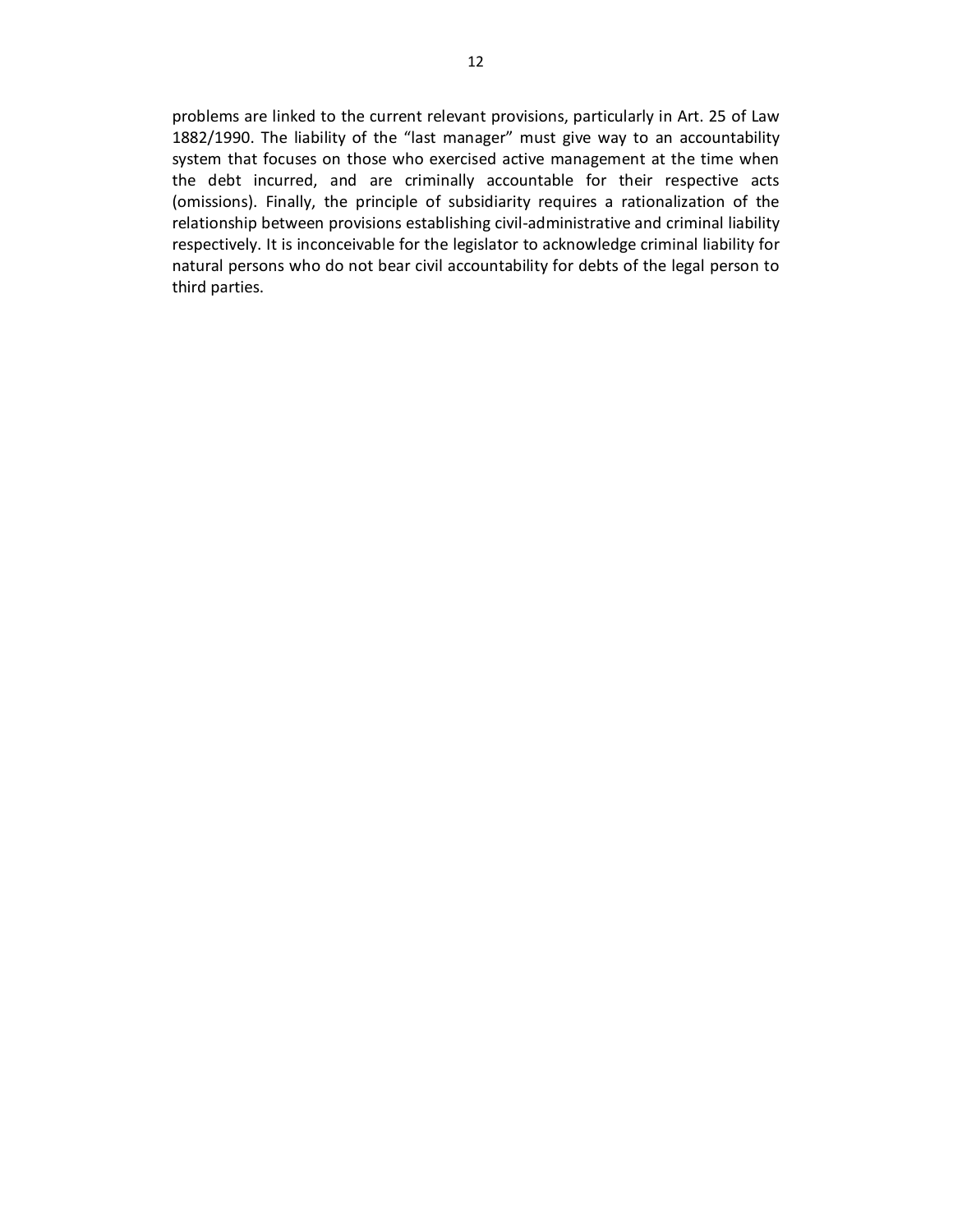problems are linked to the current relevant provisions, particularly in Art. 25 of Law 1882/1990. The liability of the "last manager" must give way to an accountability system that focuses on those who exercised active management at the time when the debt incurred, and are criminally accountable for their respective acts (omissions). Finally, the principle of subsidiarity requires a rationalization of the relationship between provisions establishing civil-administrative and criminal liability respectively. It is inconceivable for the legislator to acknowledge criminal liability for natural persons who do not bear civil accountability for debts of the legal person to third parties.